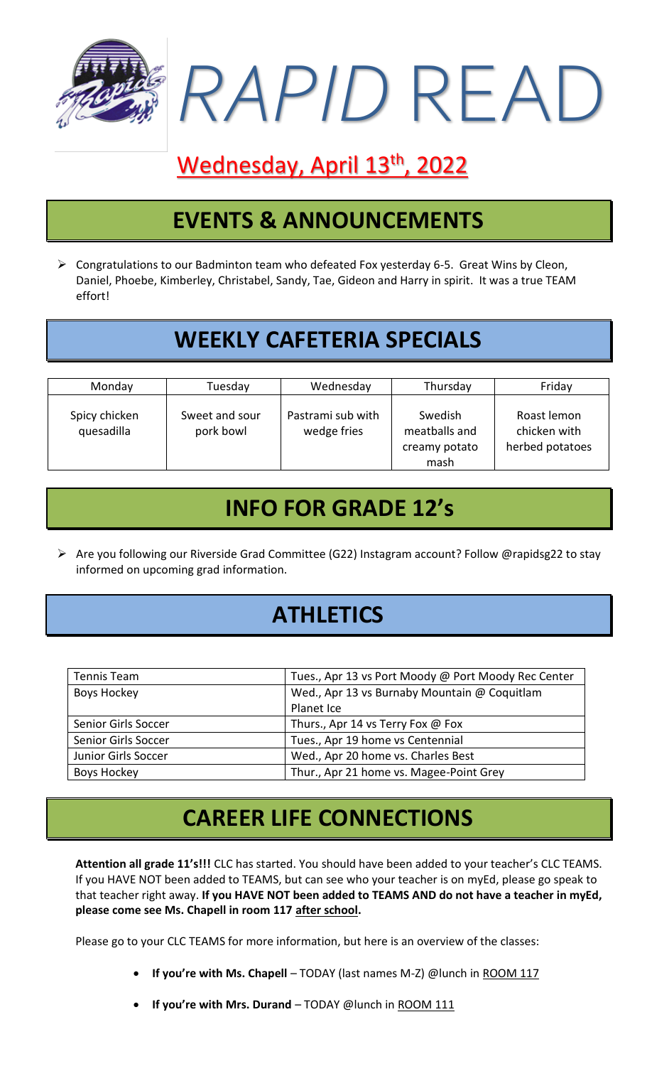# *RAPID* READ

## Wednesday, April 13th, 2022

## EVENTS & ANNOUNCEMENTS

- Congratulations to our Badminton team who defeated Fox yesterday 6-5. Great Wins by Cleon, Daniel, Phoebe, Kimberley, Christabel, Sandy, Tae, Gideon and Harry in spirit. It was a true TEAM effort!

## WEEKLY CAFETERIA SPECIALS

| Monday | Tuesday | Wednesday | Thursday | Friday |
|---|---|---|---|---|
| Spicy chicken quesadilla | Sweet and sour pork bowl | Pastrami sub with wedge fries | Swedish meatballs and creamy potato mash | Roast lemon chicken with herbed potatoes |

## INFO FOR GRADE 12's

- Are you following our Riverside Grad Committee (G22) Instagram account? Follow @rapidsg22 to stay informed on upcoming grad information.

## ATHLETICS

| Team | Game |
|---|---|
| Tennis Team | Tues., Apr 13 vs Port Moody @ Port Moody Rec Center |
| Boys Hockey | Wed., Apr 13 vs Burnaby Mountain @ Coquitlam Planet Ice |
| Senior Girls Soccer | Thurs., Apr 14 vs Terry Fox @ Fox |
| Senior Girls Soccer | Tues., Apr 19 home vs Centennial |
| Junior Girls Soccer | Wed., Apr 20 home vs. Charles Best |
| Boys Hockey | Thur., Apr 21 home vs. Magee-Point Grey |

## CAREER LIFE CONNECTIONS

**Attention all grade 11's!!!** CLC has started. You should have been added to your teacher's CLC TEAMS. If you HAVE NOT been added to TEAMS, but can see who your teacher is on myEd, please go speak to that teacher right away. **If you HAVE NOT been added to TEAMS AND do not have a teacher in myEd, please come see Ms. Chapell in room 117 after school.**

Please go to your CLC TEAMS for more information, but here is an overview of the classes:

- **If you're with Ms. Chapell** – TODAY (last names M-Z) @lunch in ROOM 117
- **If you're with Mrs. Durand** – TODAY @lunch in ROOM 111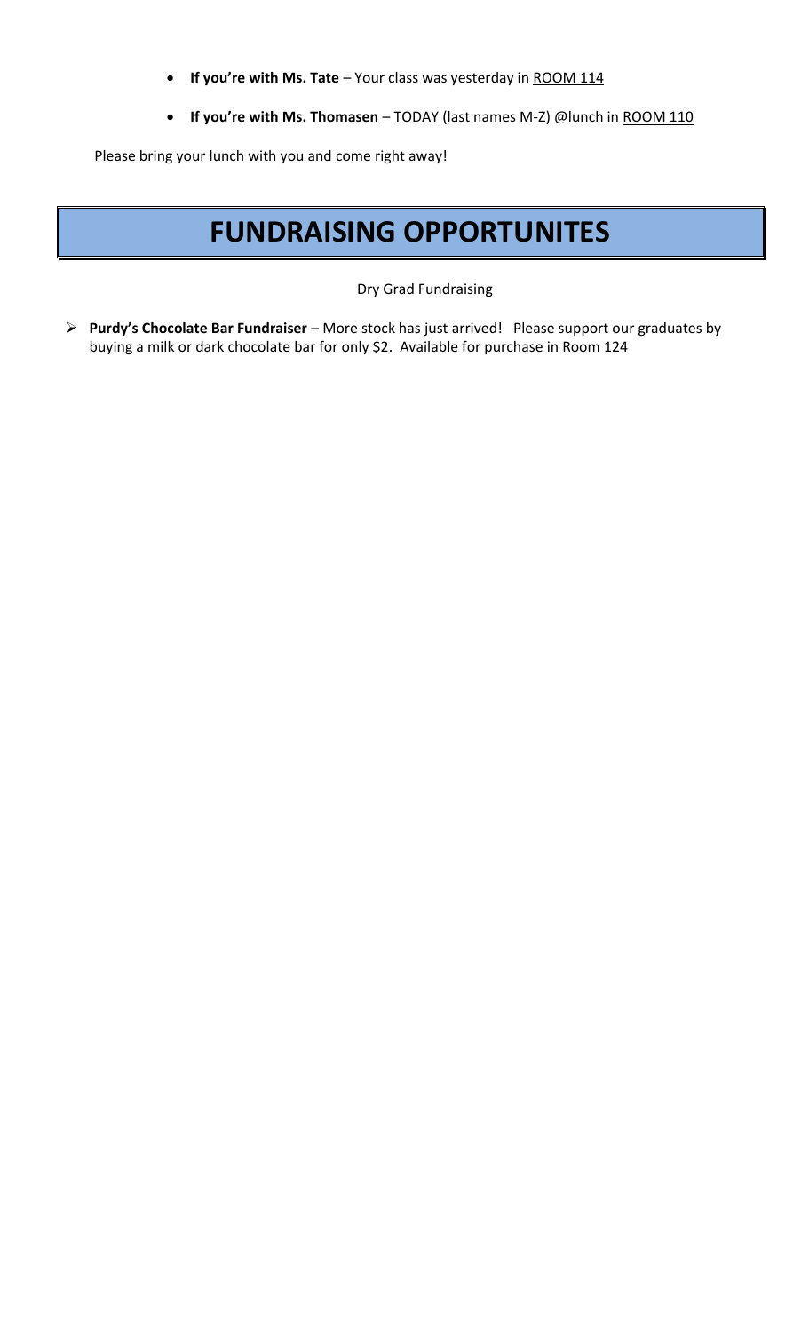- **If you're with Ms. Tate** – Your class was yesterday in ROOM 114
- **If you're with Ms. Thomasen** – TODAY (last names M-Z) @lunch in ROOM 110

Please bring your lunch with you and come right away!

# FUNDRAISING OPPORTUNITES

Dry Grad Fundraising

- **Purdy's Chocolate Bar Fundraiser** – More stock has just arrived! Please support our graduates by buying a milk or dark chocolate bar for only $2. Available for purchase in Room 124